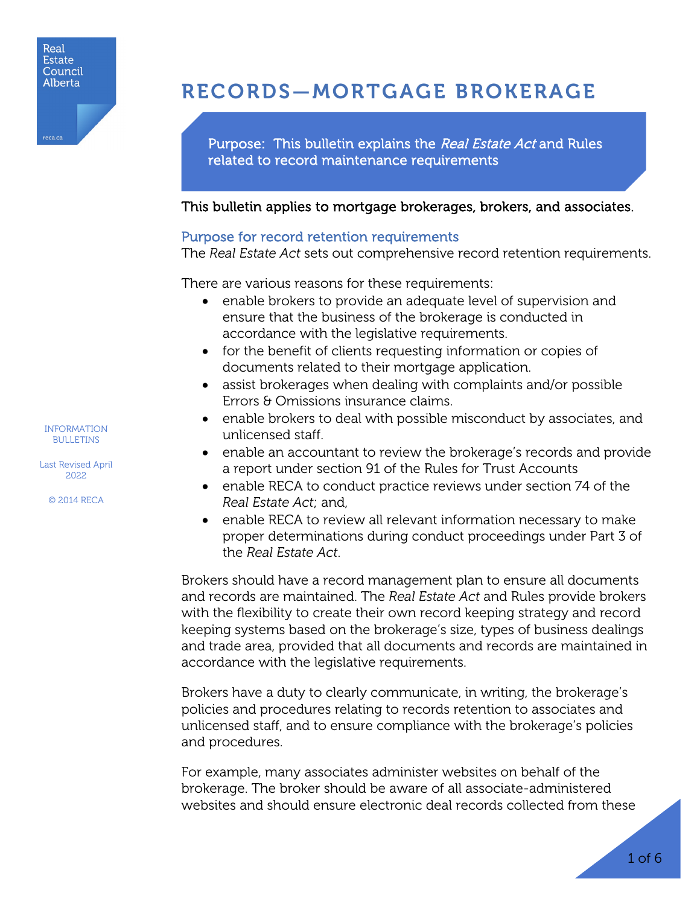Real Estate Council Alberta

reca.ca

# RECORDS—MORTGAGE BROKERAGE

Purpose: This bulletin explains the *Real Estate Act* and Rules related to record maintenance requirements

**This bulletin applies to mortgage brokerages, brokers, and associates.**

INFORMATION BULLETINS

Last Revised April 2022

© 2014 RECA

## Purpose for record retention requirements

The *Real Estate Act* sets out comprehensive record retention requirements.

There are various reasons for these requirements:

- enable brokers to provide an adequate level of supervision and ensure that the business of the brokerage is conducted in accordance with the legislative requirements.
- for the benefit of clients requesting information or copies of documents related to their mortgage application.
- assist brokerages when dealing with complaints and/or possible Errors & Omissions insurance claims.
- enable brokers to deal with possible misconduct by associates, and unlicensed staff.
- enable an accountant to review the brokerage's records and provide a report under section 91 of the Rules for Trust Accounts
- enable RECA to conduct practice reviews under section 74 of the *Real Estate Act*; and,
- enable RECA to review all relevant information necessary to make proper determinations during conduct proceedings under Part 3 of the *Real Estate Act*.

Brokers should have a record management plan to ensure all documents and records are maintained. The *Real Estate Act* and Rules provide brokers with the flexibility to create their own record keeping strategy and record keeping systems based on the brokerage's size, types of business dealings and trade area, provided that all documents and records are maintained in accordance with the legislative requirements.

Brokers have a duty to clearly communicate, in writing, the brokerage's policies and procedures relating to records retention to associates and unlicensed staff, and to ensure compliance with the brokerage's policies and procedures.

For example, many associates administer websites on behalf of the brokerage. The broker should be aware of all associate-administered websites and should ensure electronic deal records collected from these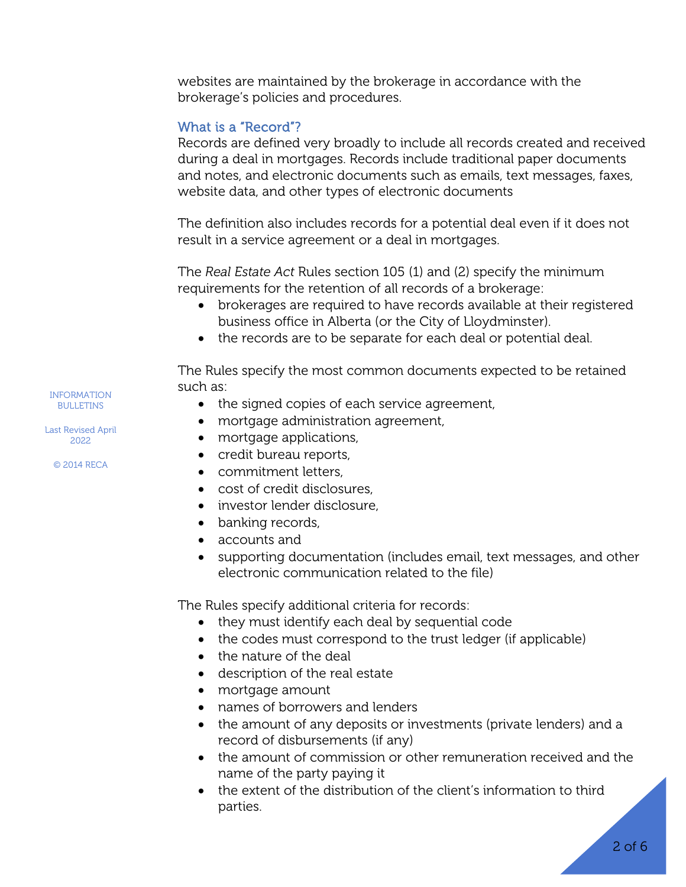websites are maintained by the brokerage in accordance with the brokerage's policies and procedures.

### What is a "Record"?

Records are defined very broadly to include all records created and received during a deal in mortgages. Records include traditional paper documents and notes, and electronic documents such as emails, text messages, faxes, website data, and other types of electronic documents

The definition also includes records for a potential deal even if it does not result in a service agreement or a deal in mortgages.

The *Real Estate Act* Rules section 105 (1) and (2) specify the minimum requirements for the retention of all records of a brokerage:

- brokerages are required to have records available at their registered business office in Alberta (or the City of Lloydminster).
- the records are to be separate for each deal or potential deal.

The Rules specify the most common documents expected to be retained such as:

- the signed copies of each service agreement,
- mortgage administration agreement,
- mortgage applications,
- credit bureau reports,
- commitment letters,
- cost of credit disclosures,
- investor lender disclosure,
- banking records,
- accounts and
- supporting documentation (includes email, text messages, and other electronic communication related to the file)

The Rules specify additional criteria for records:

- they must identify each deal by sequential code
- the codes must correspond to the trust ledger (if applicable)
- the nature of the deal
- description of the real estate
- mortgage amount
- names of borrowers and lenders
- the amount of any deposits or investments (private lenders) and a record of disbursements (if any)
- the amount of commission or other remuneration received and the name of the party paying it
- the extent of the distribution of the client's information to third parties.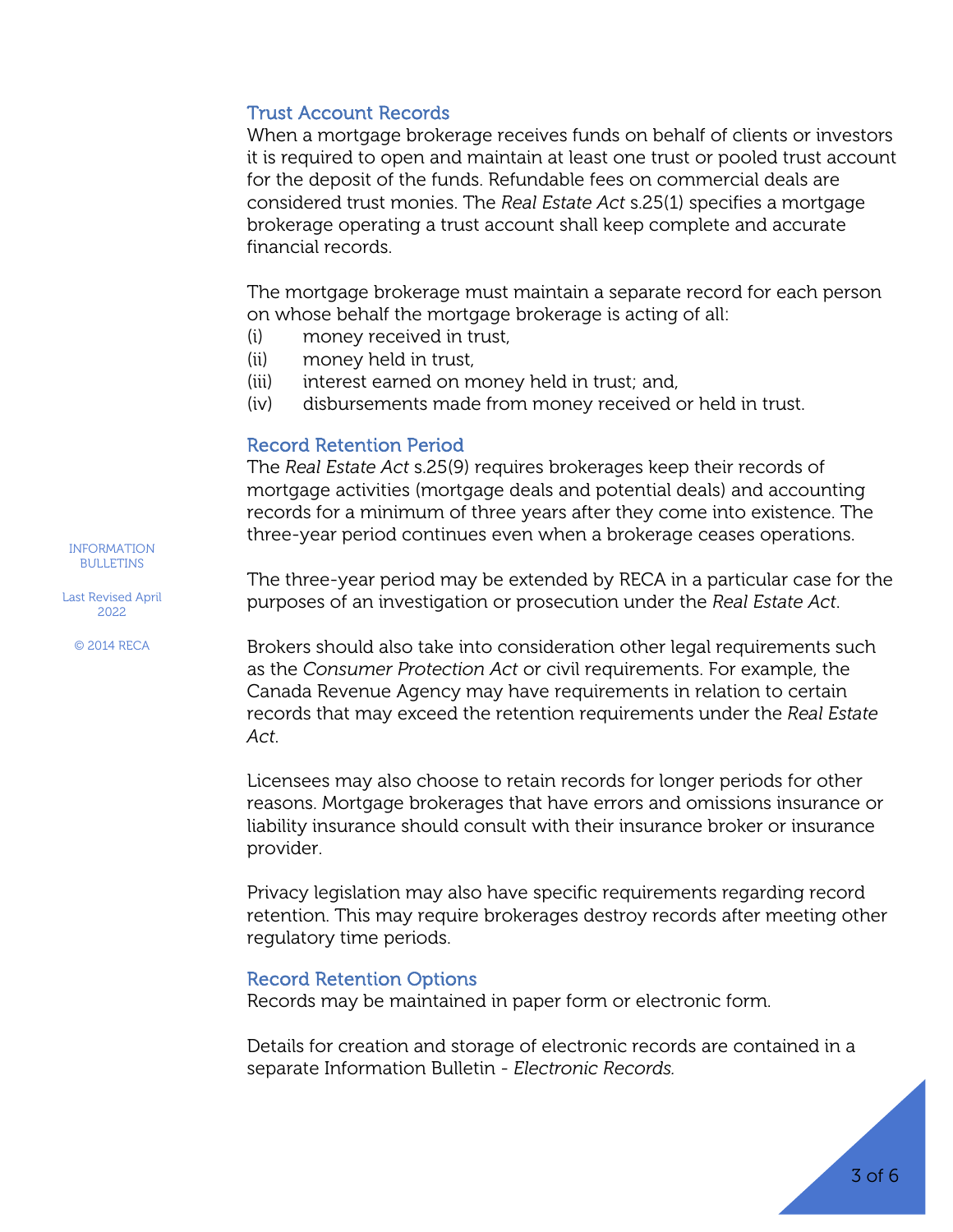## Trust Account Records

When a mortgage brokerage receives funds on behalf of clients or investors it is required to open and maintain at least one trust or pooled trust account for the deposit of the funds. Refundable fees on commercial deals are considered trust monies. The *Real Estate Act* s.25(1) specifies a mortgage brokerage operating a trust account shall keep complete and accurate financial records.

The mortgage brokerage must maintain a separate record for each person on whose behalf the mortgage brokerage is acting of all:

(i) money received in trust,
(ii) money held in trust,
(iii) interest earned on money held in trust; and,
(iv) disbursements made from money received or held in trust.

## Record Retention Period

The *Real Estate Act* s.25(9) requires brokerages keep their records of mortgage activities (mortgage deals and potential deals) and accounting records for a minimum of three years after they come into existence. The three-year period continues even when a brokerage ceases operations.

The three-year period may be extended by RECA in a particular case for the purposes of an investigation or prosecution under the *Real Estate Act*.

Brokers should also take into consideration other legal requirements such as the *Consumer Protection Act* or civil requirements. For example, the Canada Revenue Agency may have requirements in relation to certain records that may exceed the retention requirements under the *Real Estate Act*.

Licensees may also choose to retain records for longer periods for other reasons. Mortgage brokerages that have errors and omissions insurance or liability insurance should consult with their insurance broker or insurance provider.

Privacy legislation may also have specific requirements regarding record retention. This may require brokerages destroy records after meeting other regulatory time periods.

## Record Retention Options

Records may be maintained in paper form or electronic form.

Details for creation and storage of electronic records are contained in a separate Information Bulletin - *Electronic Records*.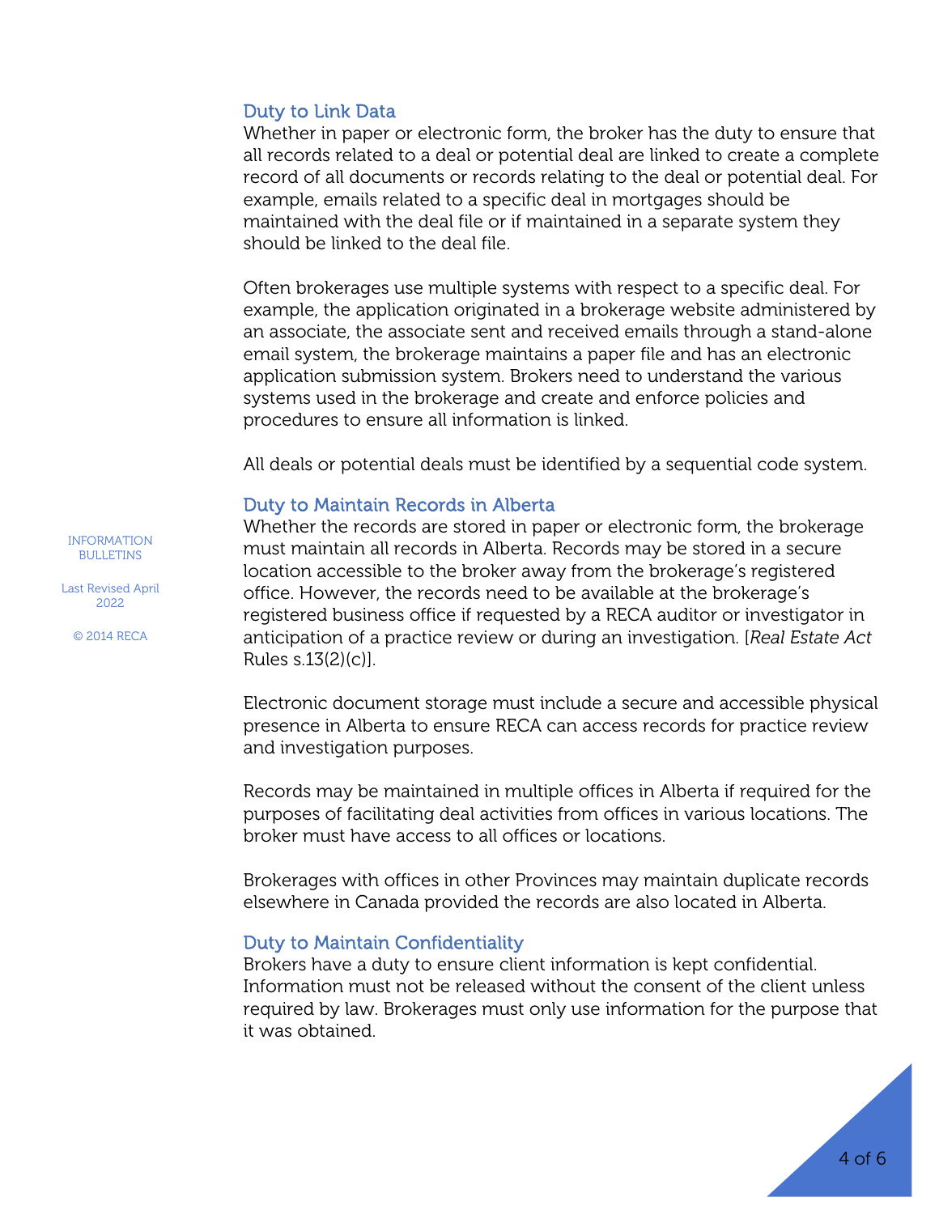## Duty to Link Data

Whether in paper or electronic form, the broker has the duty to ensure that all records related to a deal or potential deal are linked to create a complete record of all documents or records relating to the deal or potential deal. For example, emails related to a specific deal in mortgages should be maintained with the deal file or if maintained in a separate system they should be linked to the deal file.

Often brokerages use multiple systems with respect to a specific deal. For example, the application originated in a brokerage website administered by an associate, the associate sent and received emails through a stand-alone email system, the brokerage maintains a paper file and has an electronic application submission system. Brokers need to understand the various systems used in the brokerage and create and enforce policies and procedures to ensure all information is linked.

All deals or potential deals must be identified by a sequential code system.

## Duty to Maintain Records in Alberta

Whether the records are stored in paper or electronic form, the brokerage must maintain all records in Alberta. Records may be stored in a secure location accessible to the broker away from the brokerage's registered office. However, the records need to be available at the brokerage's registered business office if requested by a RECA auditor or investigator in anticipation of a practice review or during an investigation. [*Real Estate Act* Rules s.13(2)(c)].

Electronic document storage must include a secure and accessible physical presence in Alberta to ensure RECA can access records for practice review and investigation purposes.

Records may be maintained in multiple offices in Alberta if required for the purposes of facilitating deal activities from offices in various locations. The broker must have access to all offices or locations.

Brokerages with offices in other Provinces may maintain duplicate records elsewhere in Canada provided the records are also located in Alberta.

## Duty to Maintain Confidentiality

Brokers have a duty to ensure client information is kept confidential. Information must not be released without the consent of the client unless required by law. Brokerages must only use information for the purpose that it was obtained.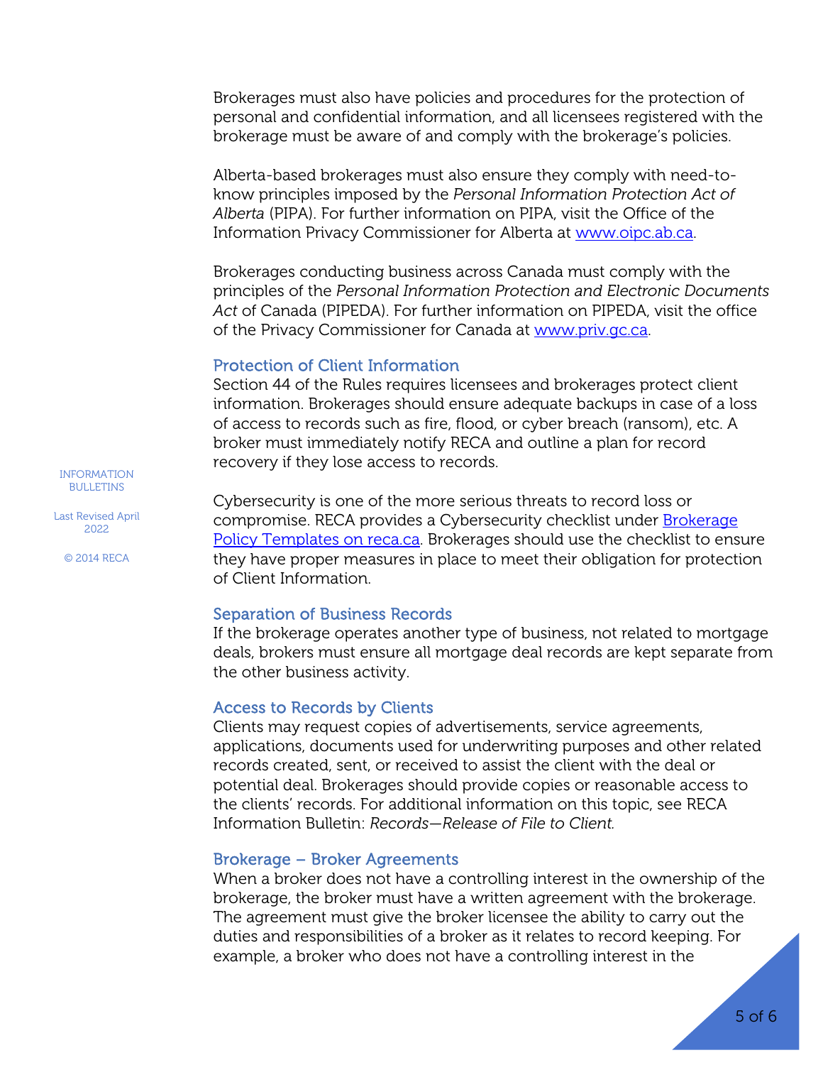Brokerages must also have policies and procedures for the protection of personal and confidential information, and all licensees registered with the brokerage must be aware of and comply with the brokerage's policies.

Alberta-based brokerages must also ensure they comply with need-to-know principles imposed by the *Personal Information Protection Act of Alberta* (PIPA). For further information on PIPA, visit the Office of the Information Privacy Commissioner for Alberta at [www.oipc.ab.ca](http://www.oipc.ab.ca).

Brokerages conducting business across Canada must comply with the principles of the *Personal Information Protection and Electronic Documents Act* of Canada (PIPEDA). For further information on PIPEDA, visit the office of the Privacy Commissioner for Canada at [www.priv.gc.ca](http://www.priv.gc.ca).

### Protection of Client Information

Section 44 of the Rules requires licensees and brokerages protect client information. Brokerages should ensure adequate backups in case of a loss of access to records such as fire, flood, or cyber breach (ransom), etc. A broker must immediately notify RECA and outline a plan for record recovery if they lose access to records.

Cybersecurity is one of the more serious threats to record loss or compromise. RECA provides a Cybersecurity checklist under Brokerage Policy Templates on reca.ca. Brokerages should use the checklist to ensure they have proper measures in place to meet their obligation for protection of Client Information.

### Separation of Business Records

If the brokerage operates another type of business, not related to mortgage deals, brokers must ensure all mortgage deal records are kept separate from the other business activity.

### Access to Records by Clients

Clients may request copies of advertisements, service agreements, applications, documents used for underwriting purposes and other related records created, sent, or received to assist the client with the deal or potential deal. Brokerages should provide copies or reasonable access to the clients' records. For additional information on this topic, see RECA Information Bulletin: *Records—Release of File to Client.*

### Brokerage – Broker Agreements

When a broker does not have a controlling interest in the ownership of the brokerage, the broker must have a written agreement with the brokerage. The agreement must give the broker licensee the ability to carry out the duties and responsibilities of a broker as it relates to record keeping. For example, a broker who does not have a controlling interest in the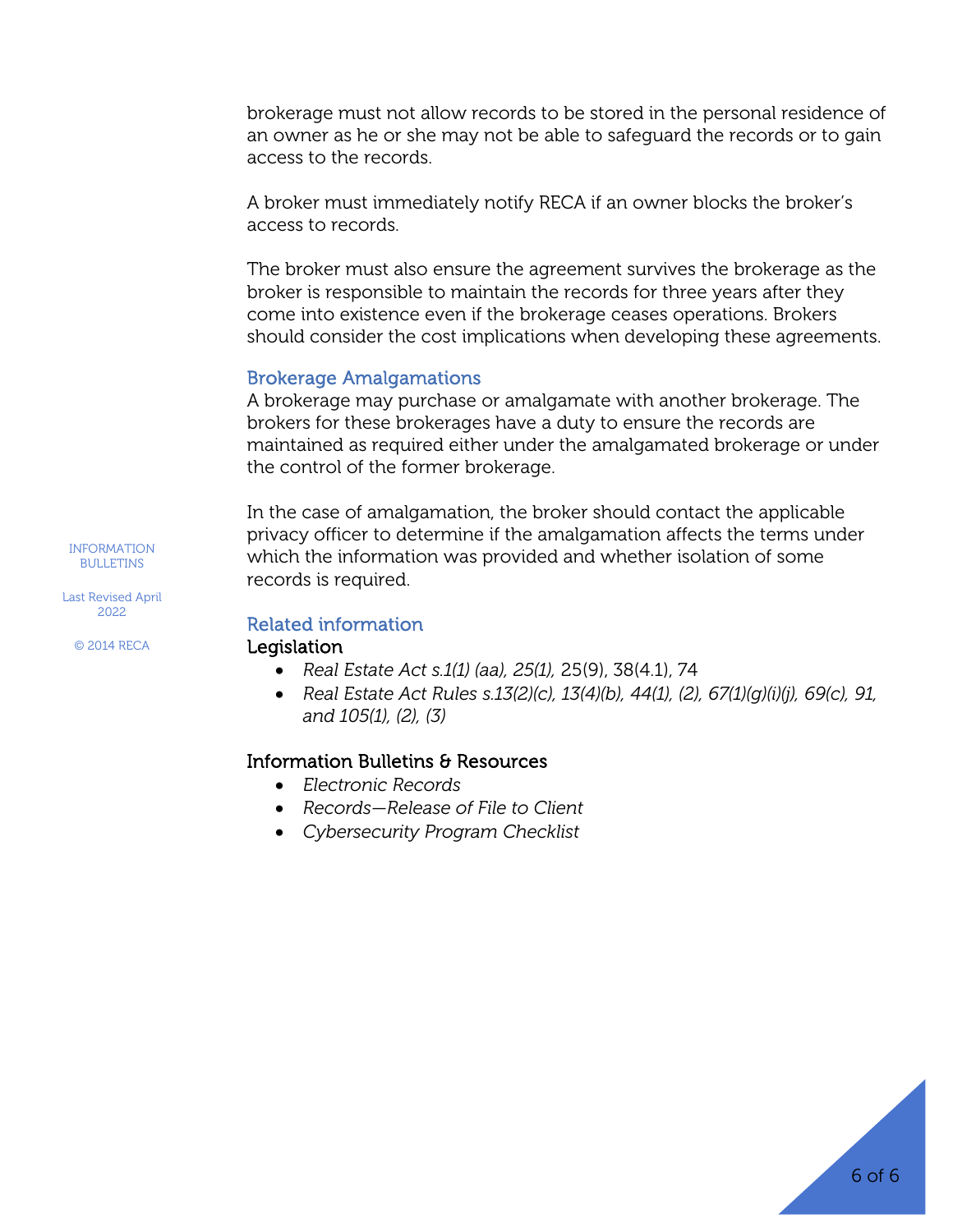brokerage must not allow records to be stored in the personal residence of an owner as he or she may not be able to safeguard the records or to gain access to the records.

A broker must immediately notify RECA if an owner blocks the broker's access to records.

The broker must also ensure the agreement survives the brokerage as the broker is responsible to maintain the records for three years after they come into existence even if the brokerage ceases operations. Brokers should consider the cost implications when developing these agreements.

## Brokerage Amalgamations

A brokerage may purchase or amalgamate with another brokerage. The brokers for these brokerages have a duty to ensure the records are maintained as required either under the amalgamated brokerage or under the control of the former brokerage.

In the case of amalgamation, the broker should contact the applicable privacy officer to determine if the amalgamation affects the terms under which the information was provided and whether isolation of some records is required.

## Related information

### Legislation

- *Real Estate Act s.1(1) (aa), 25(1),* 25(9), 38(4.1), 74
- *Real Estate Act Rules s.13(2)(c), 13(4)(b), 44(1), (2), 67(1)(g)(i)(j), 69(c), 91, and 105(1), (2), (3)*

### Information Bulletins & Resources

- *Electronic Records*
- *Records—Release of File to Client*
- *Cybersecurity Program Checklist*